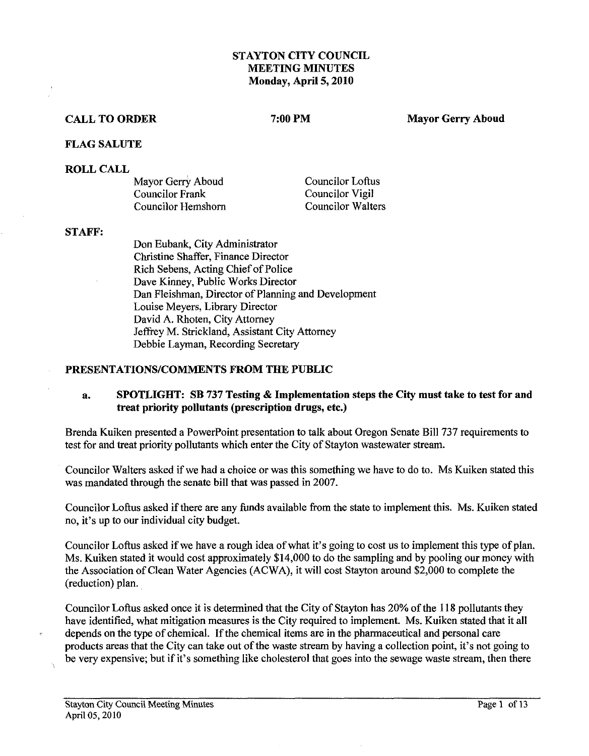# STAYTON CITY COUNCIL
# MEETING MINUTES
# Monday, April 5, 2010

**CALL TO ORDER** **7:00 PM** **Mayor Gerry Aboud**

**FLAG SALUTE**

**ROLL CALL**

| | |
|---|---|
| Mayor Gerry Aboud | Councilor Loftus |
| Councilor Frank | Councilor Vigil |
| Councilor Hemshorn | Councilor Walters |

**STAFF:**

Don Eubank, City Administrator
Christine Shaffer, Finance Director
Rich Sebens, Acting Chief of Police
Dave Kinney, Public Works Director
Dan Fleishman, Director of Planning and Development
Louise Meyers, Library Director
David A. Rhoten, City Attorney
Jeffrey M. Strickland, Assistant City Attorney
Debbie Layman, Recording Secretary

**PRESENTATIONS/COMMENTS FROM THE PUBLIC**

**a. SPOTLIGHT: SB 737 Testing & Implementation steps the City must take to test for and treat priority pollutants (prescription drugs, etc.)**

Brenda Kuiken presented a PowerPoint presentation to talk about Oregon Senate Bill 737 requirements to test for and treat priority pollutants which enter the City of Stayton wastewater stream.

Councilor Walters asked if we had a choice or was this something we have to do to. Ms Kuiken stated this was mandated through the senate bill that was passed in 2007.

Councilor Loftus asked if there are any funds available from the state to implement this. Ms. Kuiken stated no, it's up to our individual city budget.

Councilor Loftus asked if we have a rough idea of what it's going to cost us to implement this type of plan. Ms. Kuiken stated it would cost approximately $14,000 to do the sampling and by pooling our money with the Association of Clean Water Agencies (ACWA), it will cost Stayton around $2,000 to complete the (reduction) plan.

Councilor Loftus asked once it is determined that the City of Stayton has 20% of the 118 pollutants they have identified, what mitigation measures is the City required to implement. Ms. Kuiken stated that it all depends on the type of chemical. If the chemical items are in the pharmaceutical and personal care products areas that the City can take out of the waste stream by having a collection point, it's not going to be very expensive; but if it's something like cholesterol that goes into the sewage waste stream, then there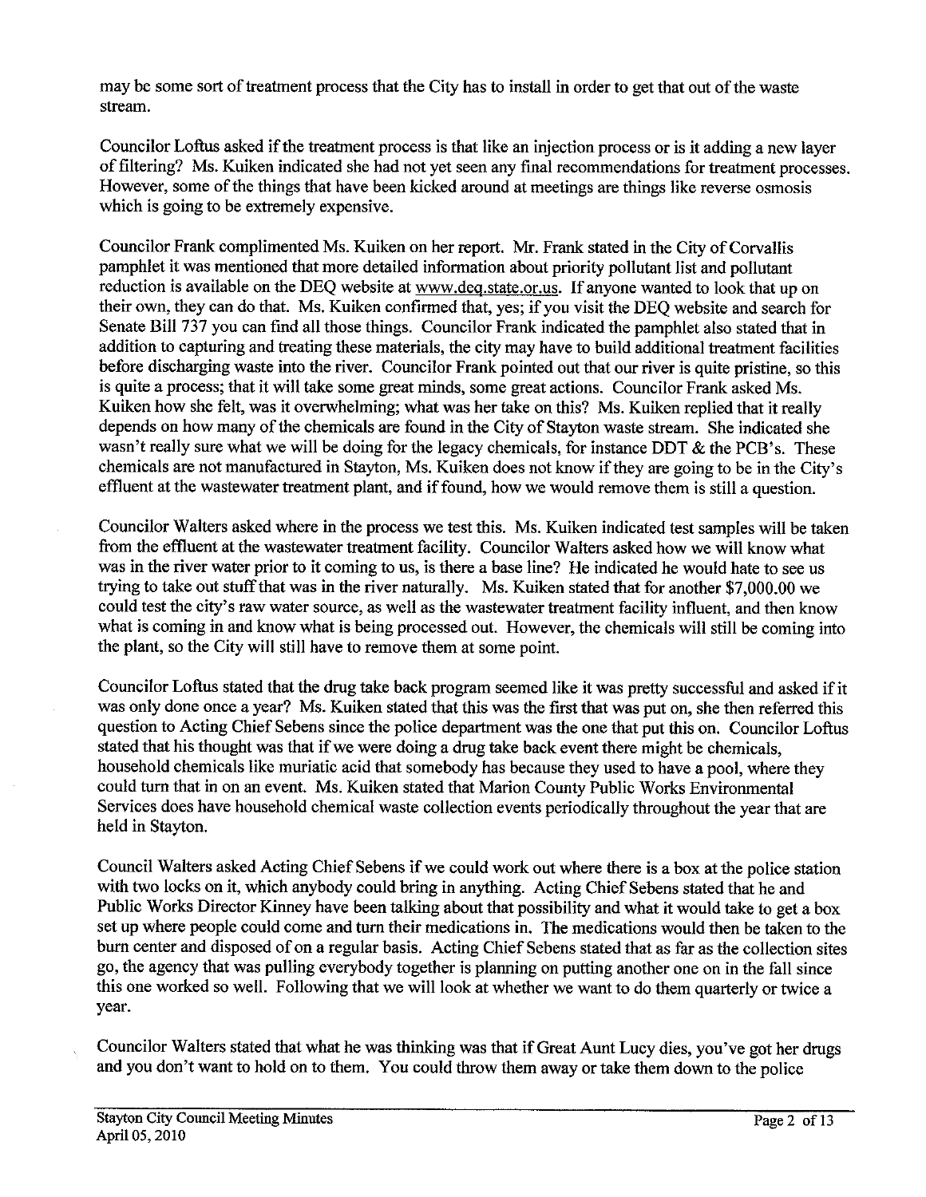may be some sort of treatment process that the City has to install in order to get that out of the waste stream.

Councilor Loftus asked if the treatment process is that like an injection process or is it adding a new layer of filtering? Ms. Kuiken indicated she had not yet seen any final recommendations for treatment processes. However, some of the things that have been kicked around at meetings are things like reverse osmosis which is going to be extremely expensive.

Councilor Frank complimented Ms. Kuiken on her report. Mr. Frank stated in the City of Corvallis pamphlet it was mentioned that more detailed information about priority pollutant list and pollutant reduction is available on the DEQ website at www.deq.state.or.us. If anyone wanted to look that up on their own, they can do that. Ms. Kuiken confirmed that, yes; if you visit the DEQ website and search for Senate Bill 737 you can find all those things. Councilor Frank indicated the pamphlet also stated that in addition to capturing and treating these materials, the city may have to build additional treatment facilities before discharging waste into the river. Councilor Frank pointed out that our river is quite pristine, so this is quite a process; that it will take some great minds, some great actions. Councilor Frank asked Ms. Kuiken how she felt, was it overwhelming; what was her take on this? Ms. Kuiken replied that it really depends on how many of the chemicals are found in the City of Stayton waste stream. She indicated she wasn't really sure what we will be doing for the legacy chemicals, for instance DDT & the PCB's. These chemicals are not manufactured in Stayton, Ms. Kuiken does not know if they are going to be in the City's effluent at the wastewater treatment plant, and if found, how we would remove them is still a question.

Councilor Walters asked where in the process we test this. Ms. Kuiken indicated test samples will be taken from the effluent at the wastewater treatment facility. Councilor Walters asked how we will know what was in the river water prior to it coming to us, is there a base line? He indicated he would hate to see us trying to take out stuff that was in the river naturally. Ms. Kuiken stated that for another $7,000.00 we could test the city's raw water source, as well as the wastewater treatment facility influent, and then know what is coming in and know what is being processed out. However, the chemicals will still be coming into the plant, so the City will still have to remove them at some point.

Councilor Loftus stated that the drug take back program seemed like it was pretty successful and asked if it was only done once a year? Ms. Kuiken stated that this was the first that was put on, she then referred this question to Acting Chief Sebens since the police department was the one that put this on. Councilor Loftus stated that his thought was that if we were doing a drug take back event there might be chemicals, household chemicals like muriatic acid that somebody has because they used to have a pool, where they could turn that in on an event. Ms. Kuiken stated that Marion County Public Works Environmental Services does have household chemical waste collection events periodically throughout the year that are held in Stayton.

Council Walters asked Acting Chief Sebens if we could work out where there is a box at the police station with two locks on it, which anybody could bring in anything. Acting Chief Sebens stated that he and Public Works Director Kinney have been talking about that possibility and what it would take to get a box set up where people could come and turn their medications in. The medications would then be taken to the burn center and disposed of on a regular basis. Acting Chief Sebens stated that as far as the collection sites go, the agency that was pulling everybody together is planning on putting another one on in the fall since this one worked so well. Following that we will look at whether we want to do them quarterly or twice a year.

Councilor Walters stated that what he was thinking was that if Great Aunt Lucy dies, you've got her drugs and you don't want to hold on to them. You could throw them away or take them down to the police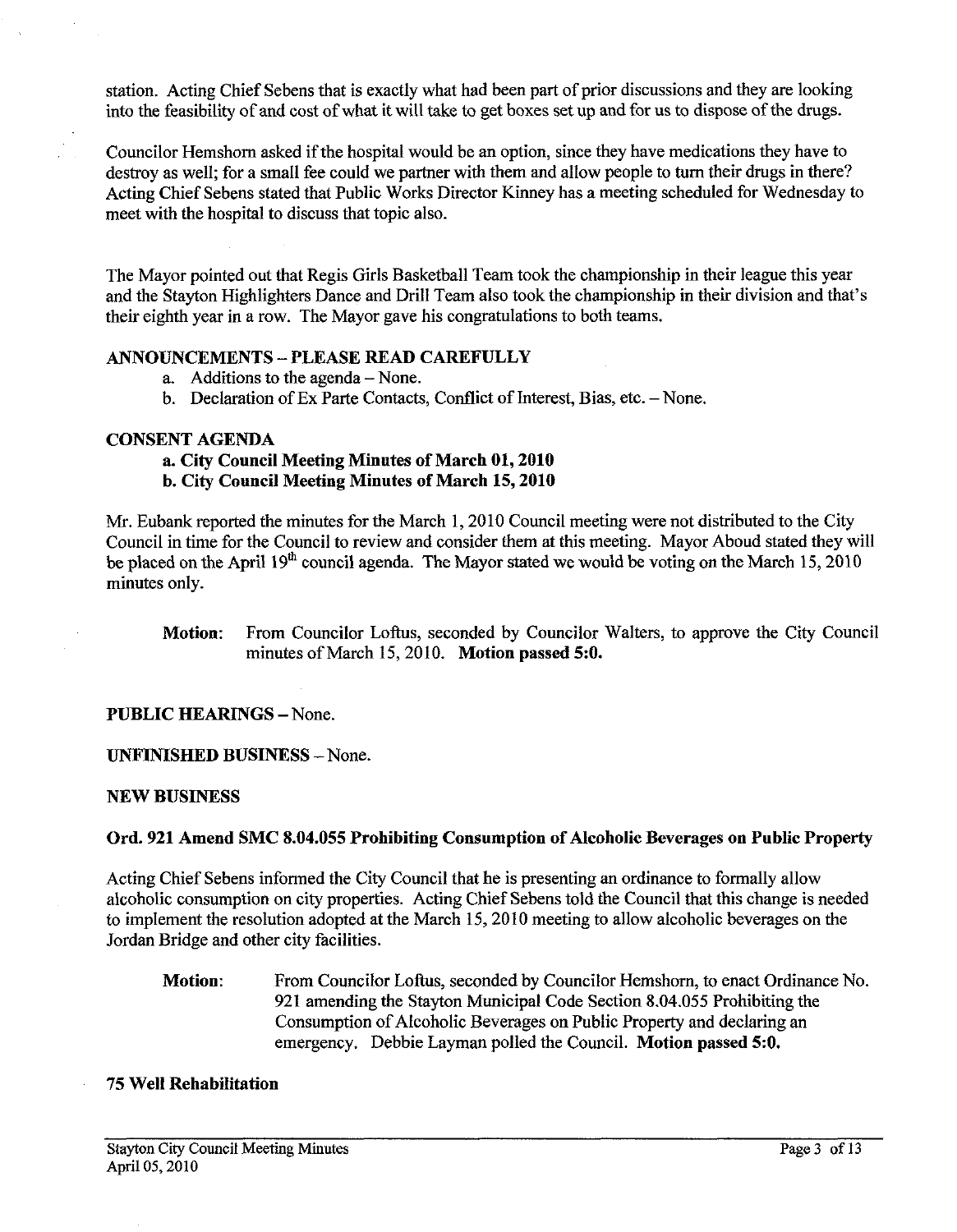station. Acting Chief Sebens that is exactly what had been part of prior discussions and they are looking into the feasibility of and cost of what it will take to get boxes set up and for us to dispose of the drugs.

Councilor Hemshorn asked if the hospital would be an option, since they have medications they have to destroy as well; for a small fee could we partner with them and allow people to turn their drugs in there? Acting Chief Sebens stated that Public Works Director Kinney has a meeting scheduled for Wednesday to meet with the hospital to discuss that topic also.

The Mayor pointed out that Regis Girls Basketball Team took the championship in their league this year and the Stayton Highlighters Dance and Drill Team also took the championship in their division and that's their eighth year in a row. The Mayor gave his congratulations to both teams.

**ANNOUNCEMENTS – PLEASE READ CAREFULLY**

a. Additions to the agenda – None.
b. Declaration of Ex Parte Contacts, Conflict of Interest, Bias, etc. – None.

**CONSENT AGENDA**

**a. City Council Meeting Minutes of March 01, 2010**
**b. City Council Meeting Minutes of March 15, 2010**

Mr. Eubank reported the minutes for the March 1, 2010 Council meeting were not distributed to the City Council in time for the Council to review and consider them at this meeting. Mayor Aboud stated they will be placed on the April 19th council agenda. The Mayor stated we would be voting on the March 15, 2010 minutes only.

> **Motion:** From Councilor Loftus, seconded by Councilor Walters, to approve the City Council minutes of March 15, 2010. **Motion passed 5:0.**

**PUBLIC HEARINGS** – None.

**UNFINISHED BUSINESS** – None.

**NEW BUSINESS**

**Ord. 921 Amend SMC 8.04.055 Prohibiting Consumption of Alcoholic Beverages on Public Property**

Acting Chief Sebens informed the City Council that he is presenting an ordinance to formally allow alcoholic consumption on city properties. Acting Chief Sebens told the Council that this change is needed to implement the resolution adopted at the March 15, 2010 meeting to allow alcoholic beverages on the Jordan Bridge and other city facilities.

> **Motion:** From Councilor Loftus, seconded by Councilor Hemshorn, to enact Ordinance No. 921 amending the Stayton Municipal Code Section 8.04.055 Prohibiting the Consumption of Alcoholic Beverages on Public Property and declaring an emergency. Debbie Layman polled the Council. **Motion passed 5:0.**

**75 Well Rehabilitation**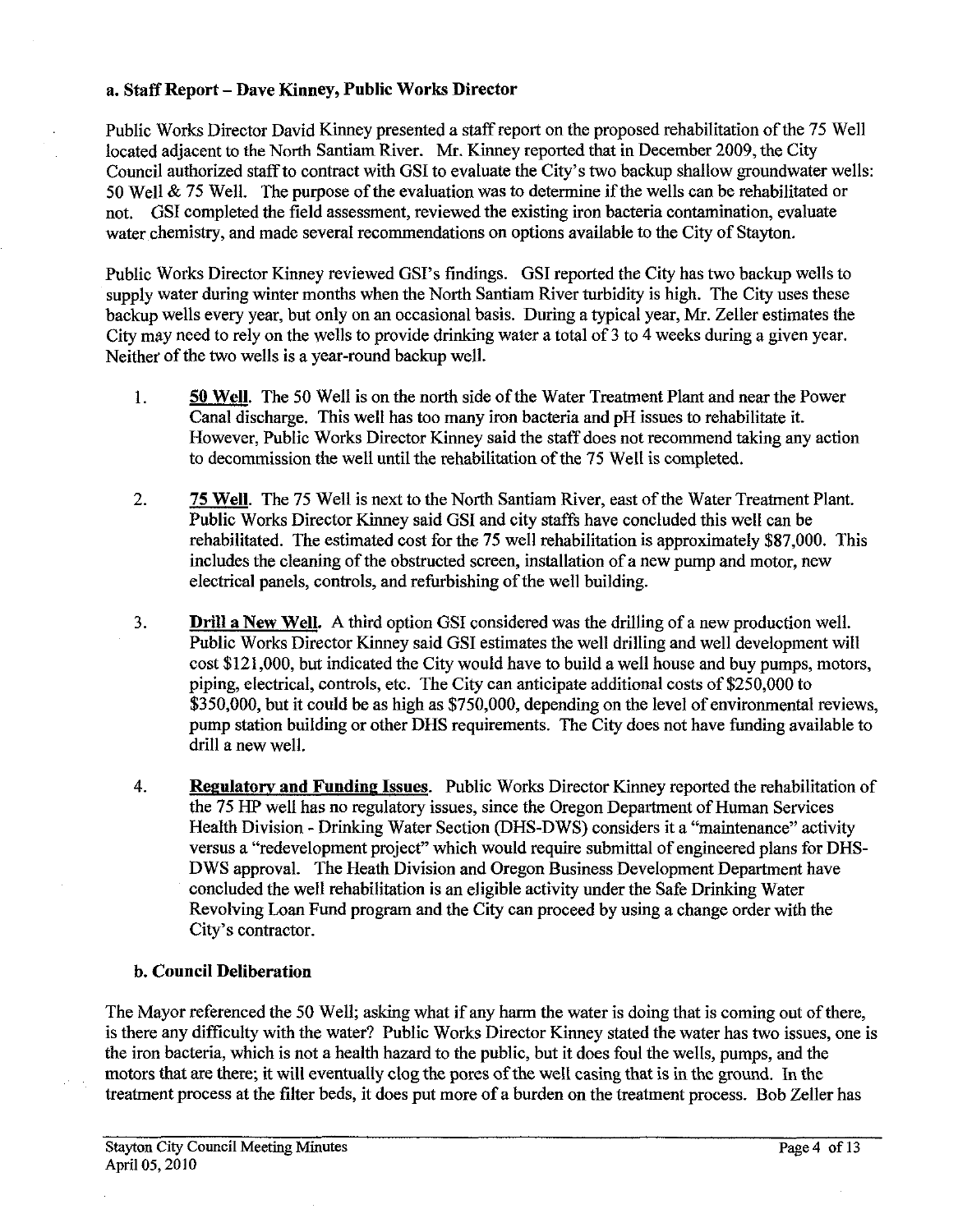### a. Staff Report – Dave Kinney, Public Works Director

Public Works Director David Kinney presented a staff report on the proposed rehabilitation of the 75 Well located adjacent to the North Santiam River. Mr. Kinney reported that in December 2009, the City Council authorized staff to contract with GSI to evaluate the City's two backup shallow groundwater wells: 50 Well & 75 Well. The purpose of the evaluation was to determine if the wells can be rehabilitated or not. GSI completed the field assessment, reviewed the existing iron bacteria contamination, evaluate water chemistry, and made several recommendations on options available to the City of Stayton.

Public Works Director Kinney reviewed GSI's findings. GSI reported the City has two backup wells to supply water during winter months when the North Santiam River turbidity is high. The City uses these backup wells every year, but only on an occasional basis. During a typical year, Mr. Zeller estimates the City may need to rely on the wells to provide drinking water a total of 3 to 4 weeks during a given year. Neither of the two wells is a year-round backup well.

1. **<u>50 Well</u>**. The 50 Well is on the north side of the Water Treatment Plant and near the Power Canal discharge. This well has too many iron bacteria and pH issues to rehabilitate it. However, Public Works Director Kinney said the staff does not recommend taking any action to decommission the well until the rehabilitation of the 75 Well is completed.

2. **<u>75 Well</u>**. The 75 Well is next to the North Santiam River, east of the Water Treatment Plant. Public Works Director Kinney said GSI and city staffs have concluded this well can be rehabilitated. The estimated cost for the 75 well rehabilitation is approximately $87,000. This includes the cleaning of the obstructed screen, installation of a new pump and motor, new electrical panels, controls, and refurbishing of the well building.

3. **<u>Drill a New Well</u>**. A third option GSI considered was the drilling of a new production well. Public Works Director Kinney said GSI estimates the well drilling and well development will cost $121,000, but indicated the City would have to build a well house and buy pumps, motors, piping, electrical, controls, etc. The City can anticipate additional costs of $250,000 to $350,000, but it could be as high as $750,000, depending on the level of environmental reviews, pump station building or other DHS requirements. The City does not have funding available to drill a new well.

4. **<u>Regulatory and Funding Issues</u>**. Public Works Director Kinney reported the rehabilitation of the 75 HP well has no regulatory issues, since the Oregon Department of Human Services Health Division - Drinking Water Section (DHS-DWS) considers it a "maintenance" activity versus a "redevelopment project" which would require submittal of engineered plans for DHS-DWS approval. The Heath Division and Oregon Business Development Department have concluded the well rehabilitation is an eligible activity under the Safe Drinking Water Revolving Loan Fund program and the City can proceed by using a change order with the City's contractor.

### b. Council Deliberation

The Mayor referenced the 50 Well; asking what if any harm the water is doing that is coming out of there, is there any difficulty with the water? Public Works Director Kinney stated the water has two issues, one is the iron bacteria, which is not a health hazard to the public, but it does foul the wells, pumps, and the motors that are there; it will eventually clog the pores of the well casing that is in the ground. In the treatment process at the filter beds, it does put more of a burden on the treatment process. Bob Zeller has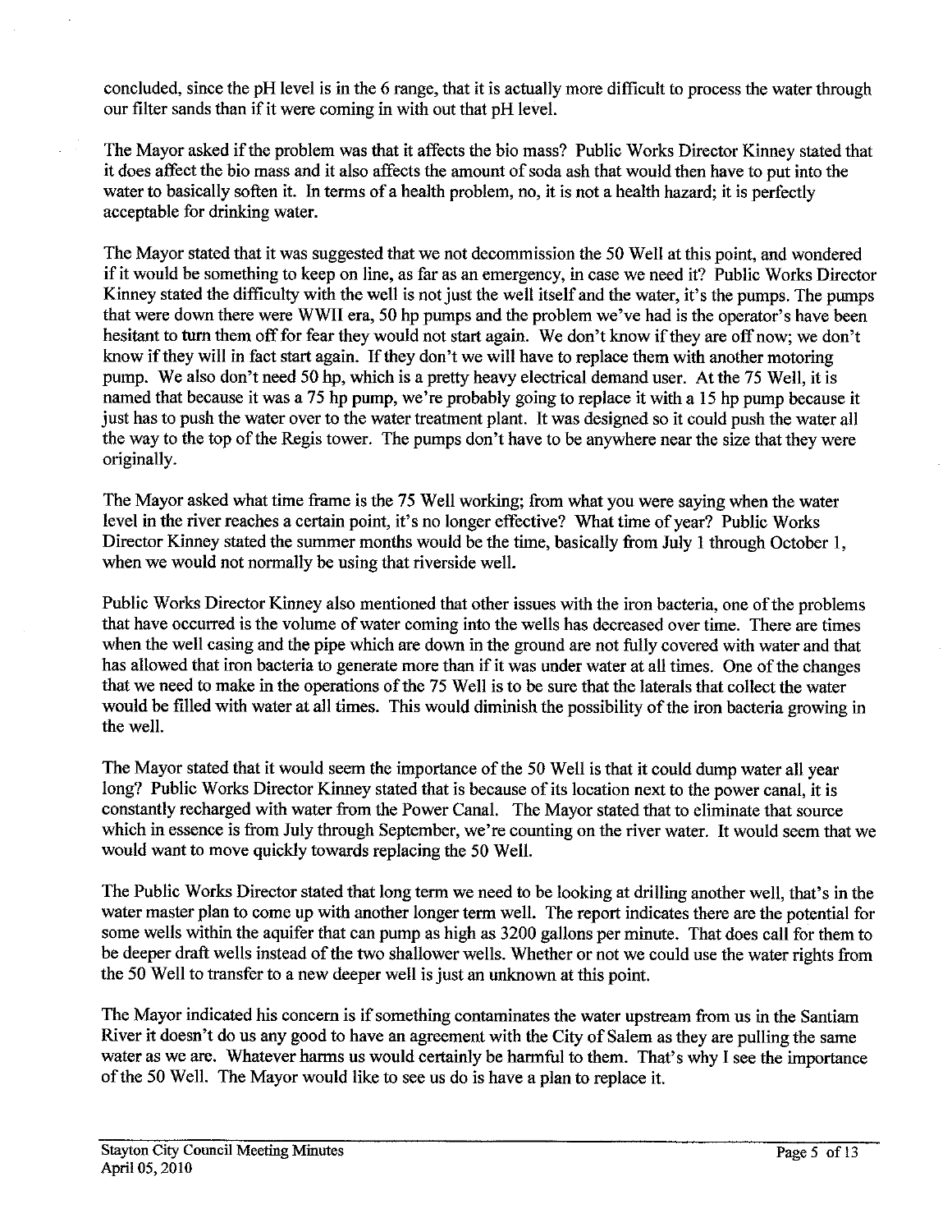concluded, since the pH level is in the 6 range, that it is actually more difficult to process the water through our filter sands than if it were coming in with out that pH level.

The Mayor asked if the problem was that it affects the bio mass? Public Works Director Kinney stated that it does affect the bio mass and it also affects the amount of soda ash that would then have to put into the water to basically soften it. In terms of a health problem, no, it is not a health hazard; it is perfectly acceptable for drinking water.

The Mayor stated that it was suggested that we not decommission the 50 Well at this point, and wondered if it would be something to keep on line, as far as an emergency, in case we need it? Public Works Director Kinney stated the difficulty with the well is not just the well itself and the water, it's the pumps. The pumps that were down there were WWII era, 50 hp pumps and the problem we've had is the operator's have been hesitant to turn them off for fear they would not start again. We don't know if they are off now; we don't know if they will in fact start again. If they don't we will have to replace them with another motoring pump. We also don't need 50 hp, which is a pretty heavy electrical demand user. At the 75 Well, it is named that because it was a 75 hp pump, we're probably going to replace it with a 15 hp pump because it just has to push the water over to the water treatment plant. It was designed so it could push the water all the way to the top of the Regis tower. The pumps don't have to be anywhere near the size that they were originally.

The Mayor asked what time frame is the 75 Well working; from what you were saying when the water level in the river reaches a certain point, it's no longer effective? What time of year? Public Works Director Kinney stated the summer months would be the time, basically from July 1 through October 1, when we would not normally be using that riverside well.

Public Works Director Kinney also mentioned that other issues with the iron bacteria, one of the problems that have occurred is the volume of water coming into the wells has decreased over time. There are times when the well casing and the pipe which are down in the ground are not fully covered with water and that has allowed that iron bacteria to generate more than if it was under water at all times. One of the changes that we need to make in the operations of the 75 Well is to be sure that the laterals that collect the water would be filled with water at all times. This would diminish the possibility of the iron bacteria growing in the well.

The Mayor stated that it would seem the importance of the 50 Well is that it could dump water all year long? Public Works Director Kinney stated that is because of its location next to the power canal, it is constantly recharged with water from the Power Canal. The Mayor stated that to eliminate that source which in essence is from July through September, we're counting on the river water. It would seem that we would want to move quickly towards replacing the 50 Well.

The Public Works Director stated that long term we need to be looking at drilling another well, that's in the water master plan to come up with another longer term well. The report indicates there are the potential for some wells within the aquifer that can pump as high as 3200 gallons per minute. That does call for them to be deeper draft wells instead of the two shallower wells. Whether or not we could use the water rights from the 50 Well to transfer to a new deeper well is just an unknown at this point.

The Mayor indicated his concern is if something contaminates the water upstream from us in the Santiam River it doesn't do us any good to have an agreement with the City of Salem as they are pulling the same water as we are. Whatever harms us would certainly be harmful to them. That's why I see the importance of the 50 Well. The Mayor would like to see us do is have a plan to replace it.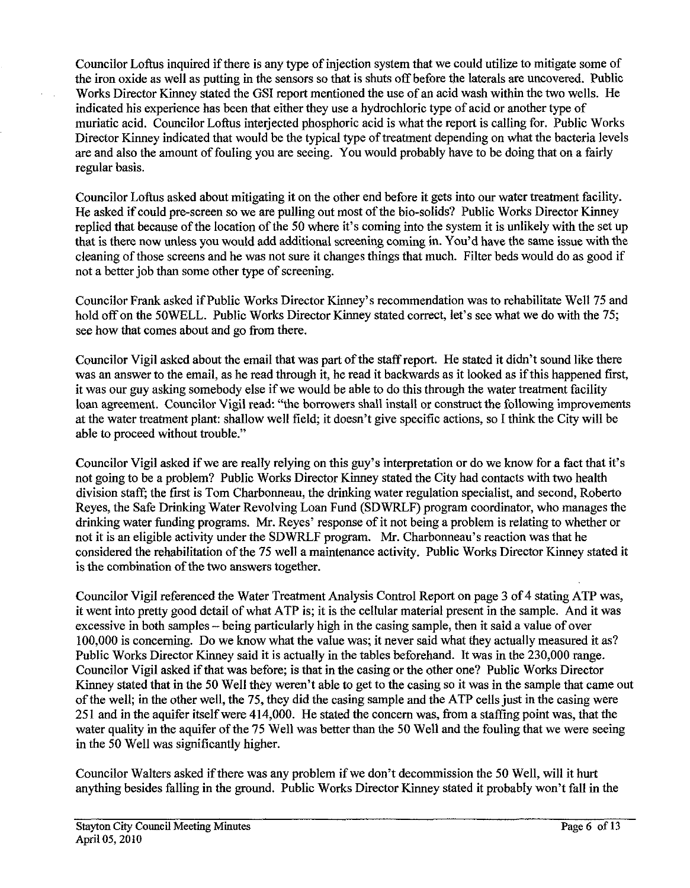Councilor Loftus inquired if there is any type of injection system that we could utilize to mitigate some of the iron oxide as well as putting in the sensors so that is shuts off before the laterals are uncovered. Public Works Director Kinney stated the GSI report mentioned the use of an acid wash within the two wells. He indicated his experience has been that either they use a hydrochloric type of acid or another type of muriatic acid. Councilor Loftus interjected phosphoric acid is what the report is calling for. Public Works Director Kinney indicated that would be the typical type of treatment depending on what the bacteria levels are and also the amount of fouling you are seeing. You would probably have to be doing that on a fairly regular basis.

Councilor Loftus asked about mitigating it on the other end before it gets into our water treatment facility. He asked if could pre-screen so we are pulling out most of the bio-solids? Public Works Director Kinney replied that because of the location of the 50 where it's coming into the system it is unlikely with the set up that is there now unless you would add additional screening coming in. You'd have the same issue with the cleaning of those screens and he was not sure it changes things that much. Filter beds would do as good if not a better job than some other type of screening.

Councilor Frank asked if Public Works Director Kinney's recommendation was to rehabilitate Well 75 and hold off on the 50WELL. Public Works Director Kinney stated correct, let's see what we do with the 75; see how that comes about and go from there.

Councilor Vigil asked about the email that was part of the staff report. He stated it didn't sound like there was an answer to the email, as he read through it, he read it backwards as it looked as if this happened first, it was our guy asking somebody else if we would be able to do this through the water treatment facility loan agreement. Councilor Vigil read: "the borrowers shall install or construct the following improvements at the water treatment plant: shallow well field; it doesn't give specific actions, so I think the City will be able to proceed without trouble."

Councilor Vigil asked if we are really relying on this guy's interpretation or do we know for a fact that it's not going to be a problem? Public Works Director Kinney stated the City had contacts with two health division staff; the first is Tom Charbonneau, the drinking water regulation specialist, and second, Roberto Reyes, the Safe Drinking Water Revolving Loan Fund (SDWRLF) program coordinator, who manages the drinking water funding programs. Mr. Reyes' response of it not being a problem is relating to whether or not it is an eligible activity under the SDWRLF program. Mr. Charbonneau's reaction was that he considered the rehabilitation of the 75 well a maintenance activity. Public Works Director Kinney stated it is the combination of the two answers together.

Councilor Vigil referenced the Water Treatment Analysis Control Report on page 3 of 4 stating ATP was, it went into pretty good detail of what ATP is; it is the cellular material present in the sample. And it was excessive in both samples – being particularly high in the casing sample, then it said a value of over 100,000 is concerning. Do we know what the value was; it never said what they actually measured it as? Public Works Director Kinney said it is actually in the tables beforehand. It was in the 230,000 range. Councilor Vigil asked if that was before; is that in the casing or the other one? Public Works Director Kinney stated that in the 50 Well they weren't able to get to the casing so it was in the sample that came out of the well; in the other well, the 75, they did the casing sample and the ATP cells just in the casing were 251 and in the aquifer itself were 414,000. He stated the concern was, from a staffing point was, that the water quality in the aquifer of the 75 Well was better than the 50 Well and the fouling that we were seeing in the 50 Well was significantly higher.

Councilor Walters asked if there was any problem if we don't decommission the 50 Well, will it hurt anything besides falling in the ground. Public Works Director Kinney stated it probably won't fall in the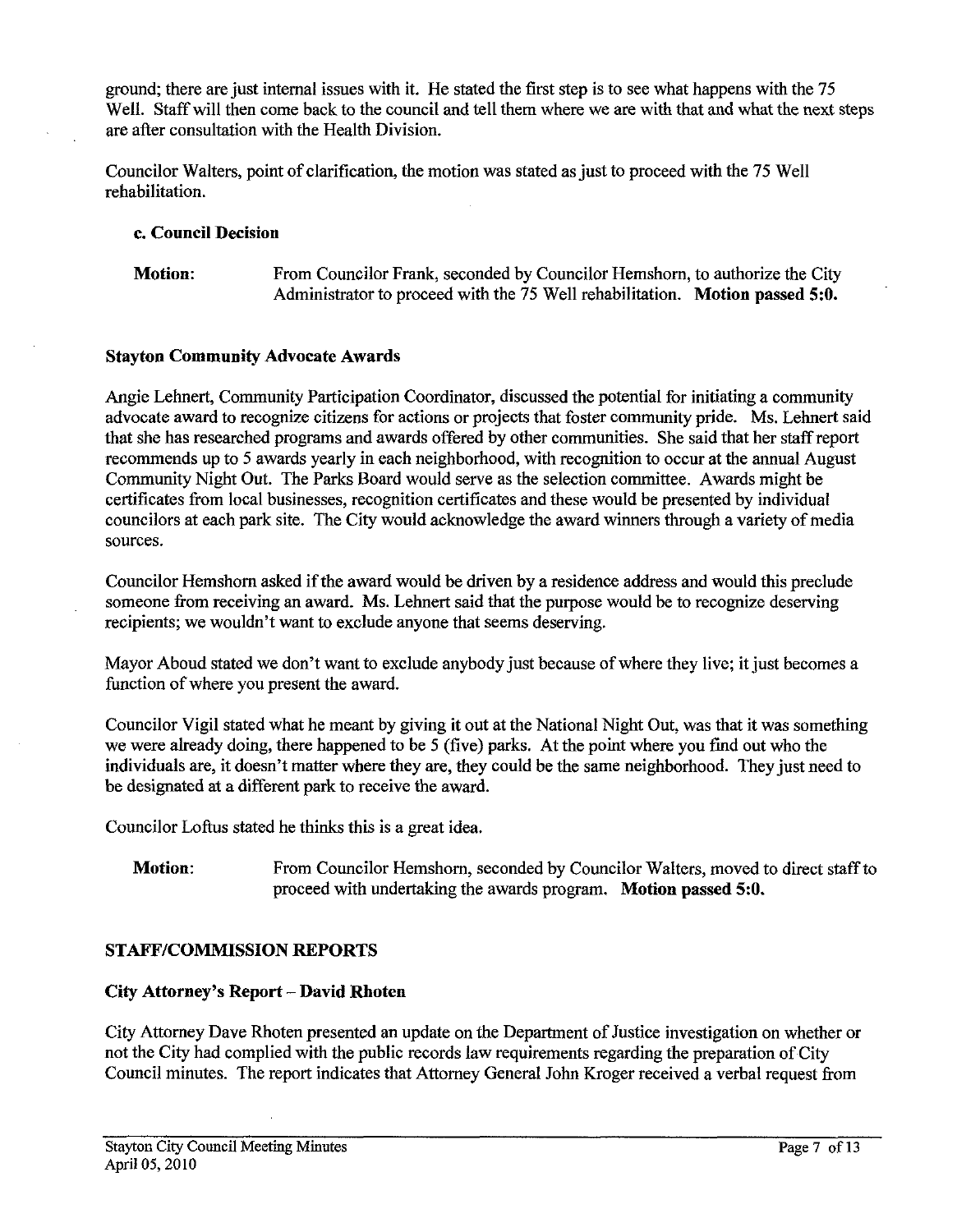ground; there are just internal issues with it. He stated the first step is to see what happens with the 75 Well. Staff will then come back to the council and tell them where we are with that and what the next steps are after consultation with the Health Division.

Councilor Walters, point of clarification, the motion was stated as just to proceed with the 75 Well rehabilitation.

**c. Council Decision**

**Motion:** From Councilor Frank, seconded by Councilor Hemshorn, to authorize the City Administrator to proceed with the 75 Well rehabilitation. **Motion passed 5:0.**

**Stayton Community Advocate Awards**

Angie Lehnert, Community Participation Coordinator, discussed the potential for initiating a community advocate award to recognize citizens for actions or projects that foster community pride. Ms. Lehnert said that she has researched programs and awards offered by other communities. She said that her staff report recommends up to 5 awards yearly in each neighborhood, with recognition to occur at the annual August Community Night Out. The Parks Board would serve as the selection committee. Awards might be certificates from local businesses, recognition certificates and these would be presented by individual councilors at each park site. The City would acknowledge the award winners through a variety of media sources.

Councilor Hemshorn asked if the award would be driven by a residence address and would this preclude someone from receiving an award. Ms. Lehnert said that the purpose would be to recognize deserving recipients; we wouldn't want to exclude anyone that seems deserving.

Mayor Aboud stated we don't want to exclude anybody just because of where they live; it just becomes a function of where you present the award.

Councilor Vigil stated what he meant by giving it out at the National Night Out, was that it was something we were already doing, there happened to be 5 (five) parks. At the point where you find out who the individuals are, it doesn't matter where they are, they could be the same neighborhood. They just need to be designated at a different park to receive the award.

Councilor Loftus stated he thinks this is a great idea.

**Motion:** From Councilor Hemshorn, seconded by Councilor Walters, moved to direct staff to proceed with undertaking the awards program. **Motion passed 5:0.**

## STAFF/COMMISSION REPORTS

**City Attorney's Report – David Rhoten**

City Attorney Dave Rhoten presented an update on the Department of Justice investigation on whether or not the City had complied with the public records law requirements regarding the preparation of City Council minutes. The report indicates that Attorney General John Kroger received a verbal request from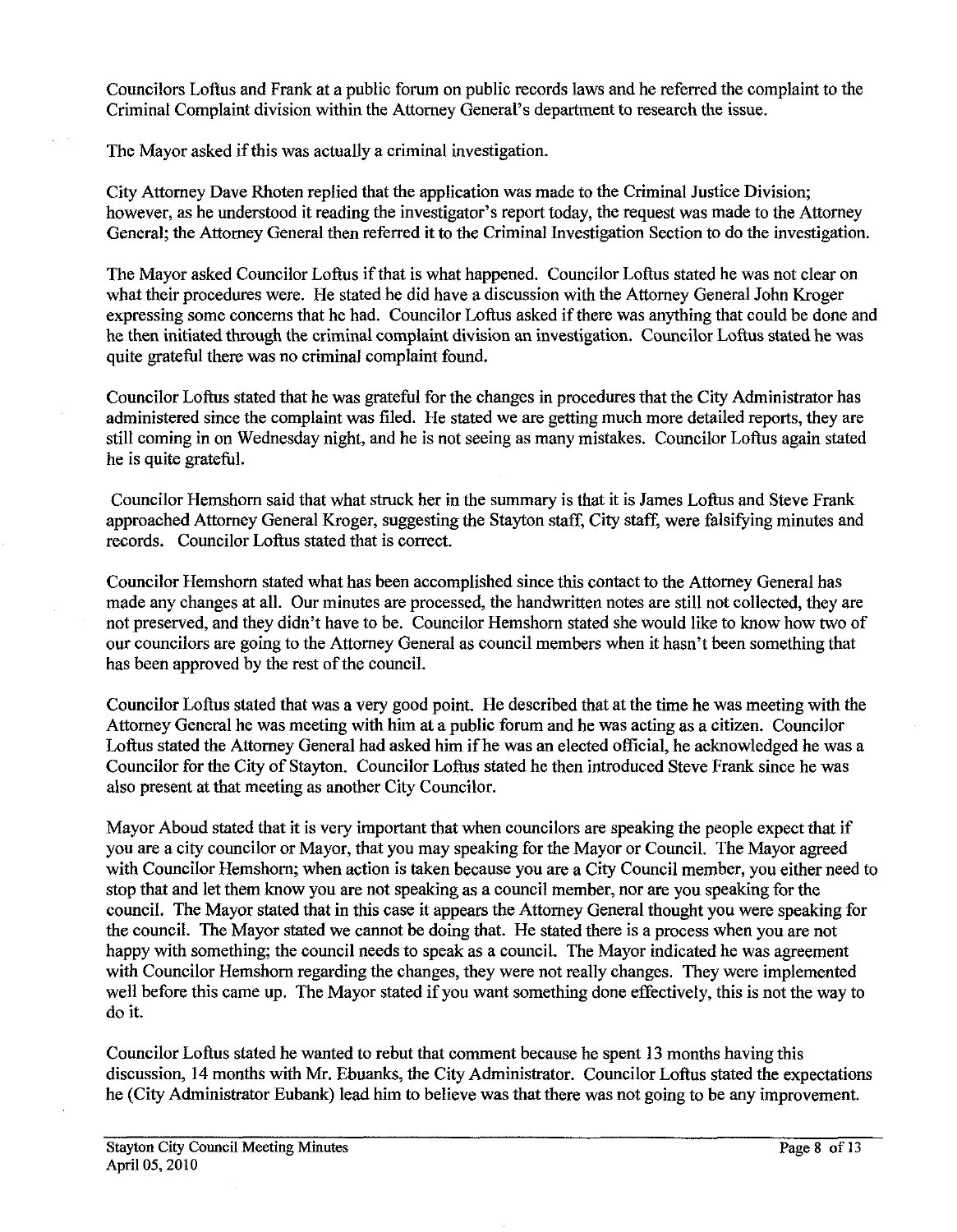Councilors Loftus and Frank at a public forum on public records laws and he referred the complaint to the Criminal Complaint division within the Attorney General's department to research the issue.

The Mayor asked if this was actually a criminal investigation.

City Attorney Dave Rhoten replied that the application was made to the Criminal Justice Division; however, as he understood it reading the investigator's report today, the request was made to the Attorney General; the Attorney General then referred it to the Criminal Investigation Section to do the investigation.

The Mayor asked Councilor Loftus if that is what happened. Councilor Loftus stated he was not clear on what their procedures were. He stated he did have a discussion with the Attorney General John Kroger expressing some concerns that he had. Councilor Loftus asked if there was anything that could be done and he then initiated through the criminal complaint division an investigation. Councilor Loftus stated he was quite grateful there was no criminal complaint found.

Councilor Loftus stated that he was grateful for the changes in procedures that the City Administrator has administered since the complaint was filed. He stated we are getting much more detailed reports, they are still coming in on Wednesday night, and he is not seeing as many mistakes. Councilor Loftus again stated he is quite grateful.

Councilor Hemshorn said that what struck her in the summary is that it is James Loftus and Steve Frank approached Attorney General Kroger, suggesting the Stayton staff, City staff, were falsifying minutes and records. Councilor Loftus stated that is correct.

Councilor Hemshorn stated what has been accomplished since this contact to the Attorney General has made any changes at all. Our minutes are processed, the handwritten notes are still not collected, they are not preserved, and they didn't have to be. Councilor Hemshorn stated she would like to know how two of our councilors are going to the Attorney General as council members when it hasn't been something that has been approved by the rest of the council.

Councilor Loftus stated that was a very good point. He described that at the time he was meeting with the Attorney General he was meeting with him at a public forum and he was acting as a citizen. Councilor Loftus stated the Attorney General had asked him if he was an elected official, he acknowledged he was a Councilor for the City of Stayton. Councilor Loftus stated he then introduced Steve Frank since he was also present at that meeting as another City Councilor.

Mayor Aboud stated that it is very important that when councilors are speaking the people expect that if you are a city councilor or Mayor, that you may speaking for the Mayor or Council. The Mayor agreed with Councilor Hemshorn; when action is taken because you are a City Council member, you either need to stop that and let them know you are not speaking as a council member, nor are you speaking for the council. The Mayor stated that in this case it appears the Attorney General thought you were speaking for the council. The Mayor stated we cannot be doing that. He stated there is a process when you are not happy with something; the council needs to speak as a council. The Mayor indicated he was agreement with Councilor Hemshorn regarding the changes, they were not really changes. They were implemented well before this came up. The Mayor stated if you want something done effectively, this is not the way to do it.

Councilor Loftus stated he wanted to rebut that comment because he spent 13 months having this discussion, 14 months with Mr. Ebuanks, the City Administrator. Councilor Loftus stated the expectations he (City Administrator Eubank) lead him to believe was that there was not going to be any improvement.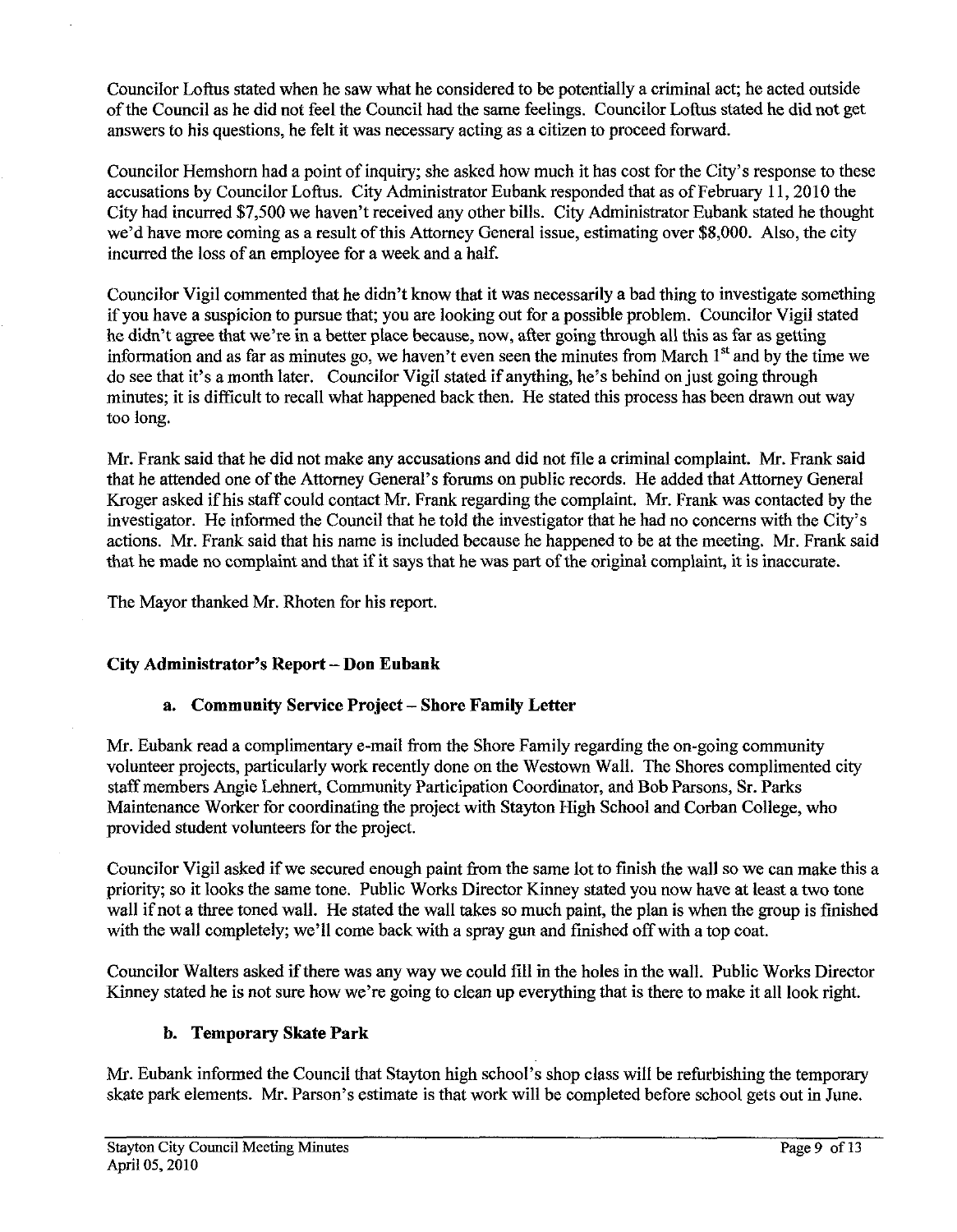Councilor Loftus stated when he saw what he considered to be potentially a criminal act; he acted outside of the Council as he did not feel the Council had the same feelings. Councilor Loftus stated he did not get answers to his questions, he felt it was necessary acting as a citizen to proceed forward.

Councilor Hemshorn had a point of inquiry; she asked how much it has cost for the City's response to these accusations by Councilor Loftus. City Administrator Eubank responded that as of February 11, 2010 the City had incurred $7,500 we haven't received any other bills. City Administrator Eubank stated he thought we'd have more coming as a result of this Attorney General issue, estimating over $8,000. Also, the city incurred the loss of an employee for a week and a half.

Councilor Vigil commented that he didn't know that it was necessarily a bad thing to investigate something if you have a suspicion to pursue that; you are looking out for a possible problem. Councilor Vigil stated he didn't agree that we're in a better place because, now, after going through all this as far as getting information and as far as minutes go, we haven't even seen the minutes from March 1st and by the time we do see that it's a month later. Councilor Vigil stated if anything, he's behind on just going through minutes; it is difficult to recall what happened back then. He stated this process has been drawn out way too long.

Mr. Frank said that he did not make any accusations and did not file a criminal complaint. Mr. Frank said that he attended one of the Attorney General's forums on public records. He added that Attorney General Kroger asked if his staff could contact Mr. Frank regarding the complaint. Mr. Frank was contacted by the investigator. He informed the Council that he told the investigator that he had no concerns with the City's actions. Mr. Frank said that his name is included because he happened to be at the meeting. Mr. Frank said that he made no complaint and that if it says that he was part of the original complaint, it is inaccurate.

The Mayor thanked Mr. Rhoten for his report.

## City Administrator's Report – Don Eubank

### a. Community Service Project – Shore Family Letter

Mr. Eubank read a complimentary e-mail from the Shore Family regarding the on-going community volunteer projects, particularly work recently done on the Westown Wall. The Shores complimented city staff members Angie Lehnert, Community Participation Coordinator, and Bob Parsons, Sr. Parks Maintenance Worker for coordinating the project with Stayton High School and Corban College, who provided student volunteers for the project.

Councilor Vigil asked if we secured enough paint from the same lot to finish the wall so we can make this a priority; so it looks the same tone. Public Works Director Kinney stated you now have at least a two tone wall if not a three toned wall. He stated the wall takes so much paint, the plan is when the group is finished with the wall completely; we'll come back with a spray gun and finished off with a top coat.

Councilor Walters asked if there was any way we could fill in the holes in the wall. Public Works Director Kinney stated he is not sure how we're going to clean up everything that is there to make it all look right.

### b. Temporary Skate Park

Mr. Eubank informed the Council that Stayton high school's shop class will be refurbishing the temporary skate park elements. Mr. Parson's estimate is that work will be completed before school gets out in June.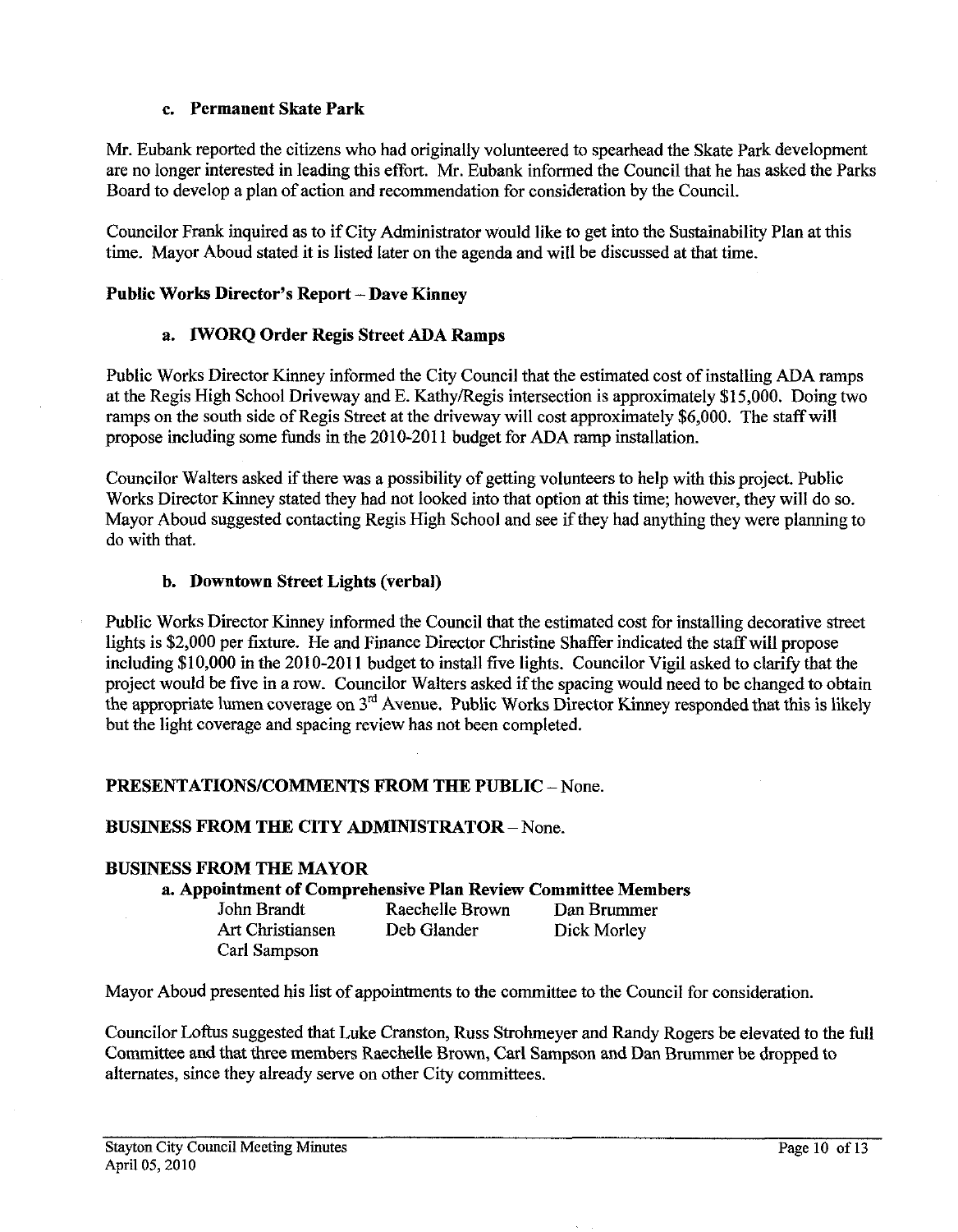### c. Permanent Skate Park

Mr. Eubank reported the citizens who had originally volunteered to spearhead the Skate Park development are no longer interested in leading this effort. Mr. Eubank informed the Council that he has asked the Parks Board to develop a plan of action and recommendation for consideration by the Council.

Councilor Frank inquired as to if City Administrator would like to get into the Sustainability Plan at this time. Mayor Aboud stated it is listed later on the agenda and will be discussed at that time.

## Public Works Director's Report – Dave Kinney

### a. IWORQ Order Regis Street ADA Ramps

Public Works Director Kinney informed the City Council that the estimated cost of installing ADA ramps at the Regis High School Driveway and E. Kathy/Regis intersection is approximately $15,000. Doing two ramps on the south side of Regis Street at the driveway will cost approximately $6,000. The staff will propose including some funds in the 2010-2011 budget for ADA ramp installation.

Councilor Walters asked if there was a possibility of getting volunteers to help with this project. Public Works Director Kinney stated they had not looked into that option at this time; however, they will do so. Mayor Aboud suggested contacting Regis High School and see if they had anything they were planning to do with that.

### b. Downtown Street Lights (verbal)

Public Works Director Kinney informed the Council that the estimated cost for installing decorative street lights is $2,000 per fixture. He and Finance Director Christine Shaffer indicated the staff will propose including $10,000 in the 2010-2011 budget to install five lights. Councilor Vigil asked to clarify that the project would be five in a row. Councilor Walters asked if the spacing would need to be changed to obtain the appropriate lumen coverage on 3rd Avenue. Public Works Director Kinney responded that this is likely but the light coverage and spacing review has not been completed.

## PRESENTATIONS/COMMENTS FROM THE PUBLIC – None.

## BUSINESS FROM THE CITY ADMINISTRATOR – None.

## BUSINESS FROM THE MAYOR

### a. Appointment of Comprehensive Plan Review Committee Members

| | | |
|---|---|---|
| John Brandt | Raechelle Brown | Dan Brummer |
| Art Christiansen | Deb Glander | Dick Morley |
| Carl Sampson | | |

Mayor Aboud presented his list of appointments to the committee to the Council for consideration.

Councilor Loftus suggested that Luke Cranston, Russ Strohmeyer and Randy Rogers be elevated to the full Committee and that three members Raechelle Brown, Carl Sampson and Dan Brummer be dropped to alternates, since they already serve on other City committees.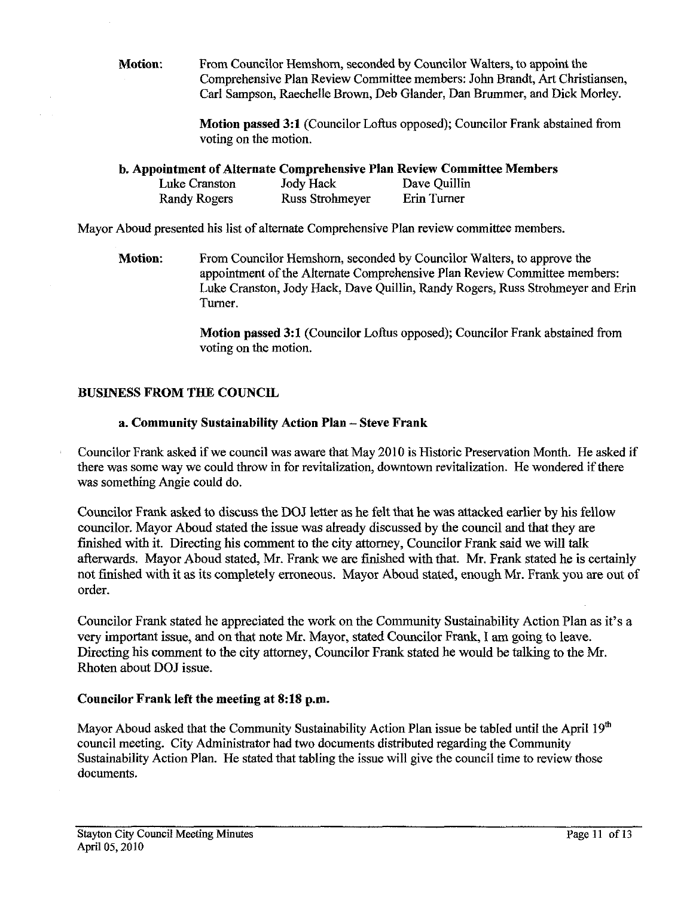**Motion:** From Councilor Hemshorn, seconded by Councilor Walters, to appoint the Comprehensive Plan Review Committee members: John Brandt, Art Christiansen, Carl Sampson, Raechelle Brown, Deb Glander, Dan Brummer, and Dick Morley.

**Motion passed 3:1** (Councilor Loftus opposed); Councilor Frank abstained from voting on the motion.

**b. Appointment of Alternate Comprehensive Plan Review Committee Members**

| | | |
|---|---|---|
| Luke Cranston | Jody Hack | Dave Quillin |
| Randy Rogers | Russ Strohmeyer | Erin Turner |

Mayor Aboud presented his list of alternate Comprehensive Plan review committee members.

**Motion:** From Councilor Hemshorn, seconded by Councilor Walters, to approve the appointment of the Alternate Comprehensive Plan Review Committee members: Luke Cranston, Jody Hack, Dave Quillin, Randy Rogers, Russ Strohmeyer and Erin Turner.

**Motion passed 3:1** (Councilor Loftus opposed); Councilor Frank abstained from voting on the motion.

## BUSINESS FROM THE COUNCIL

### a. Community Sustainability Action Plan – Steve Frank

Councilor Frank asked if we council was aware that May 2010 is Historic Preservation Month. He asked if there was some way we could throw in for revitalization, downtown revitalization. He wondered if there was something Angie could do.

Councilor Frank asked to discuss the DOJ letter as he felt that he was attacked earlier by his fellow councilor. Mayor Aboud stated the issue was already discussed by the council and that they are finished with it. Directing his comment to the city attorney, Councilor Frank said we will talk afterwards. Mayor Aboud stated, Mr. Frank we are finished with that. Mr. Frank stated he is certainly not finished with it as its completely erroneous. Mayor Aboud stated, enough Mr. Frank you are out of order.

Councilor Frank stated he appreciated the work on the Community Sustainability Action Plan as it's a very important issue, and on that note Mr. Mayor, stated Councilor Frank, I am going to leave. Directing his comment to the city attorney, Councilor Frank stated he would be talking to the Mr. Rhoten about DOJ issue.

**Councilor Frank left the meeting at 8:18 p.m.**

Mayor Aboud asked that the Community Sustainability Action Plan issue be tabled until the April 19th council meeting. City Administrator had two documents distributed regarding the Community Sustainability Action Plan. He stated that tabling the issue will give the council time to review those documents.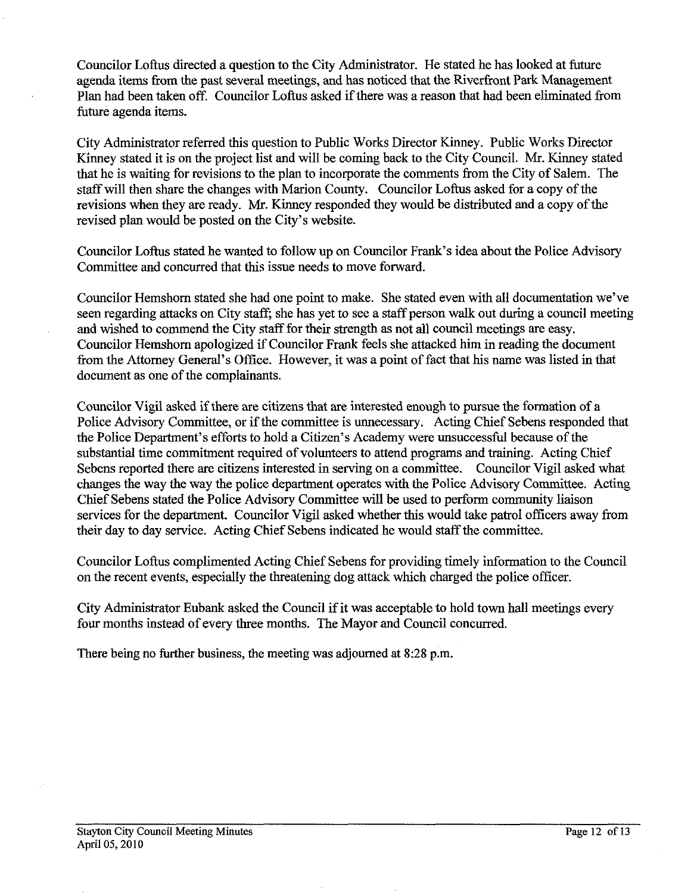Councilor Loftus directed a question to the City Administrator. He stated he has looked at future agenda items from the past several meetings, and has noticed that the Riverfront Park Management Plan had been taken off. Councilor Loftus asked if there was a reason that had been eliminated from future agenda items.

City Administrator referred this question to Public Works Director Kinney. Public Works Director Kinney stated it is on the project list and will be coming back to the City Council. Mr. Kinney stated that he is waiting for revisions to the plan to incorporate the comments from the City of Salem. The staff will then share the changes with Marion County. Councilor Loftus asked for a copy of the revisions when they are ready. Mr. Kinney responded they would be distributed and a copy of the revised plan would be posted on the City's website.

Councilor Loftus stated he wanted to follow up on Councilor Frank's idea about the Police Advisory Committee and concurred that this issue needs to move forward.

Councilor Hemshorn stated she had one point to make. She stated even with all documentation we've seen regarding attacks on City staff; she has yet to see a staff person walk out during a council meeting and wished to commend the City staff for their strength as not all council meetings are easy. Councilor Hemshorn apologized if Councilor Frank feels she attacked him in reading the document from the Attorney General's Office. However, it was a point of fact that his name was listed in that document as one of the complainants.

Councilor Vigil asked if there are citizens that are interested enough to pursue the formation of a Police Advisory Committee, or if the committee is unnecessary. Acting Chief Sebens responded that the Police Department's efforts to hold a Citizen's Academy were unsuccessful because of the substantial time commitment required of volunteers to attend programs and training. Acting Chief Sebens reported there are citizens interested in serving on a committee. Councilor Vigil asked what changes the way the way the police department operates with the Police Advisory Committee. Acting Chief Sebens stated the Police Advisory Committee will be used to perform community liaison services for the department. Councilor Vigil asked whether this would take patrol officers away from their day to day service. Acting Chief Sebens indicated he would staff the committee.

Councilor Loftus complimented Acting Chief Sebens for providing timely information to the Council on the recent events, especially the threatening dog attack which charged the police officer.

City Administrator Eubank asked the Council if it was acceptable to hold town hall meetings every four months instead of every three months. The Mayor and Council concurred.

There being no further business, the meeting was adjourned at 8:28 p.m.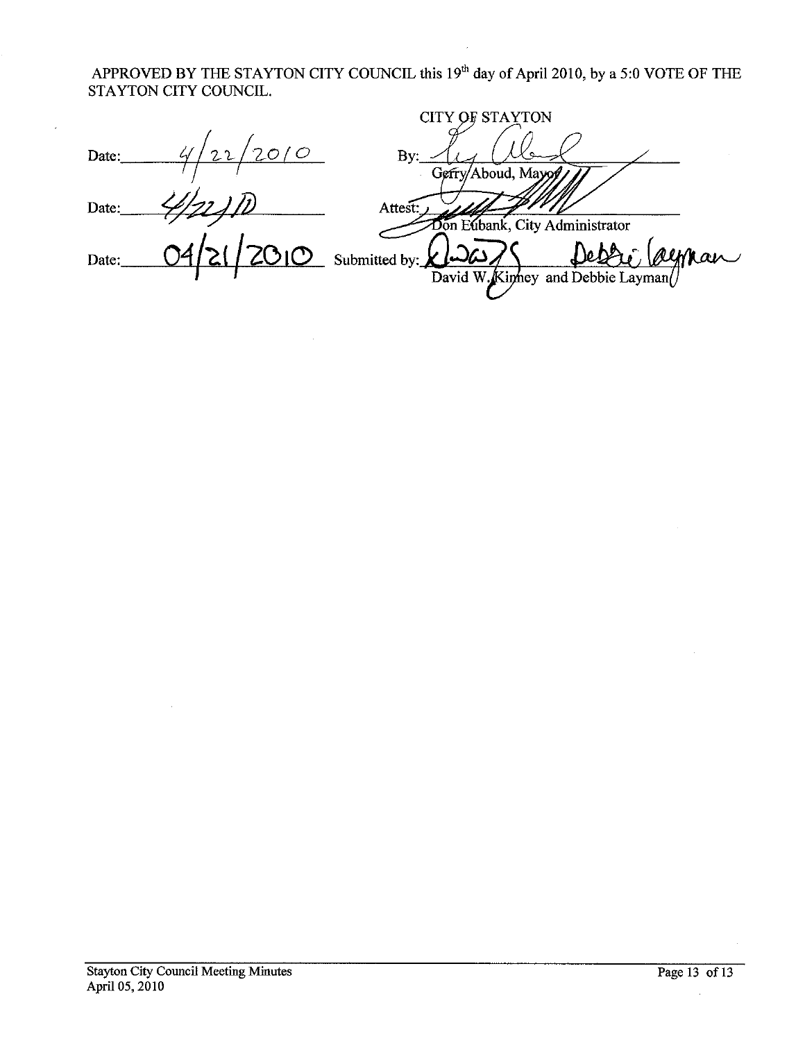APPROVED BY THE STAYTON CITY COUNCIL this 19th day of April 2010, by a 5:0 VOTE OF THE STAYTON CITY COUNCIL.

CITY OF STAYTON

Date: 4/22/2010 By: Gerry Aboud, Mayor

Date: 4/22/10 Attest: Don Eubank, City Administrator

Date: 04/21/2010 Submitted by: David W. Kinney and Debbie Layman